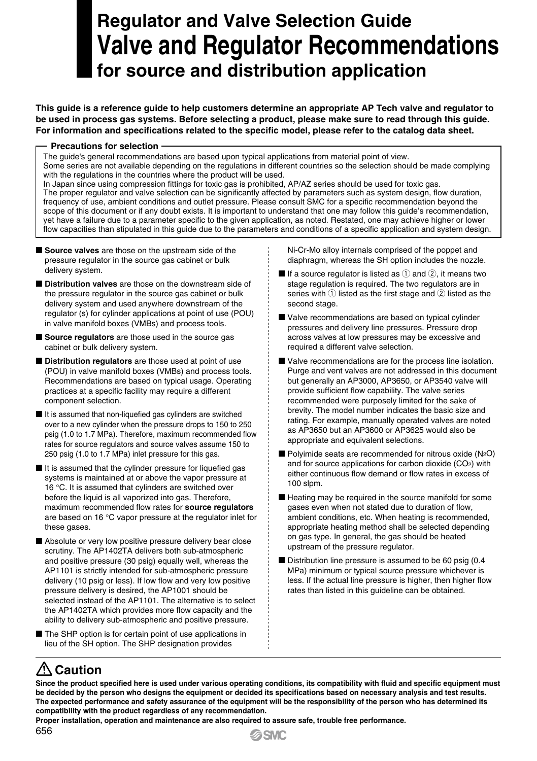# Regulator and Valve Selection Guide
# Valve and Regulator Recommendations
## for source and distribution application

**This guide is a reference guide to help customers determine an appropriate AP Tech valve and regulator to be used in process gas systems. Before selecting a product, please make sure to read through this guide. For information and specifications related to the specific model, please refer to the catalog data sheet.**

**Precautions for selection**

The guide's general recommendations are based upon typical applications from material point of view.
Some series are not available depending on the regulations in different countries so the selection should be made complying with the regulations in the countries where the product will be used.
In Japan since using compression fittings for toxic gas is prohibited, AP/AZ series should be used for toxic gas.
The proper regulator and valve selection can be significantly affected by parameters such as system design, flow duration, frequency of use, ambient conditions and outlet pressure. Please consult SMC for a specific recommendation beyond the scope of this document or if any doubt exists. It is important to understand that one may follow this guide's recommendation, yet have a failure due to a parameter specific to the given application, as noted. Restated, one may achieve higher or lower flow capacities than stipulated in this guide due to the parameters and conditions of a specific application and system design.

- **Source valves** are those on the upstream side of the pressure regulator in the source gas cabinet or bulk delivery system.
- **Distribution valves** are those on the downstream side of the pressure regulator in the source gas cabinet or bulk delivery system and used anywhere downstream of the regulator (s) for cylinder applications at point of use (POU) in valve manifold boxes (VMBs) and process tools.
- **Source regulators** are those used in the source gas cabinet or bulk delivery system.
- **Distribution regulators** are those used at point of use (POU) in valve manifold boxes (VMBs) and process tools. Recommendations are based on typical usage. Operating practices at a specific facility may require a different component selection.
- It is assumed that non-liquefied gas cylinders are switched over to a new cylinder when the pressure drops to 150 to 250 psig (1.0 to 1.7 MPa). Therefore, maximum recommended flow rates for source regulators and source valves assume 150 to 250 psig (1.0 to 1.7 MPa) inlet pressure for this gas.
- It is assumed that the cylinder pressure for liquefied gas systems is maintained at or above the vapor pressure at 16 °C. It is assumed that cylinders are switched over before the liquid is all vaporized into gas. Therefore, maximum recommended flow rates for **source regulators** are based on 16 °C vapor pressure at the regulator inlet for these gases.
- Absolute or very low positive pressure delivery bear close scrutiny. The AP1402TA delivers both sub-atmospheric and positive pressure (30 psig) equally well, whereas the AP1101 is strictly intended for sub-atmospheric pressure delivery (10 psig or less). If low flow and very low positive pressure delivery is desired, the AP1001 should be selected instead of the AP1101. The alternative is to select the AP1402TA which provides more flow capacity and the ability to delivery sub-atmospheric and positive pressure.
- The SHP option is for certain point of use applications in lieu of the SH option. The SHP designation provides Ni-Cr-Mo alloy internals comprised of the poppet and diaphragm, whereas the SH option includes the nozzle.
- If a source regulator is listed as ① and ②, it means two stage regulation is required. The two regulators are in series with ① listed as the first stage and ② listed as the second stage.
- Valve recommendations are based on typical cylinder pressures and delivery line pressures. Pressure drop across valves at low pressures may be excessive and required a different valve selection.
- Valve recommendations are for the process line isolation. Purge and vent valves are not addressed in this document but generally an AP3000, AP3650, or AP3540 valve will provide sufficient flow capability. The valve series recommended were purposely limited for the sake of brevity. The model number indicates the basic size and rating. For example, manually operated valves are noted as AP3650 but an AP3600 or AP3625 would also be appropriate and equivalent selections.
- Polyimide seats are recommended for nitrous oxide ($N_2O$) and for source applications for carbon dioxide ($CO_2$) with either continuous flow demand or flow rates in excess of 100 slpm.
- Heating may be required in the source manifold for some gases even when not stated due to duration of flow, ambient conditions, etc. When heating is recommended, appropriate heating method shall be selected depending on gas type. In general, the gas should be heated upstream of the pressure regulator.
- Distribution line pressure is assumed to be 60 psig (0.4 MPa) minimum or typical source pressure whichever is less. If the actual line pressure is higher, then higher flow rates than listed in this guideline can be obtained.

## ⚠ Caution

**Since the product specified here is used under various operating conditions, its compatibility with fluid and specific equipment must be decided by the person who designs the equipment or decided its specifications based on necessary analysis and test results. The expected performance and safety assurance of the equipment will be the responsibility of the person who has determined its compatibility with the product regardless of any recommendation.**
**Proper installation, operation and maintenance are also required to assure safe, trouble free performance.**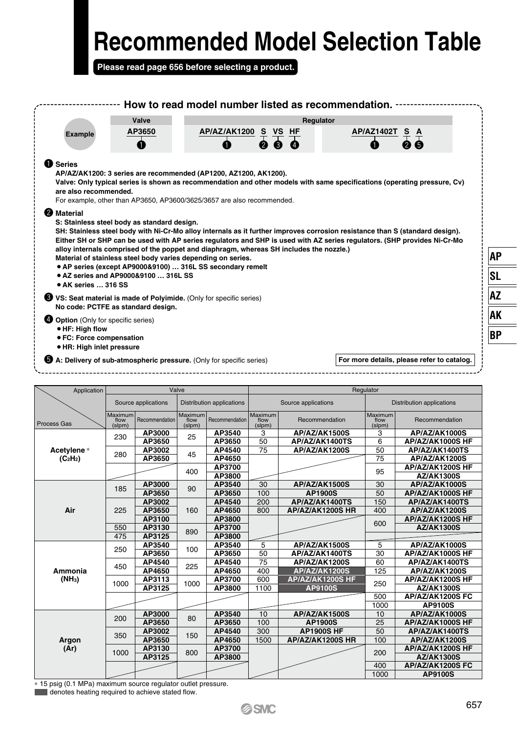# Recommended Model Selection Table

**Please read page 656 before selecting a product.**

## How to read model number listed as recommendation.

| Example | Valve | Regulator | |
|---|---|---|---|
| | AP3650 (1) | AP/AZ/AK1200 (1) S (2) VS (3) HF (4) | AP/AZ1402T (1) S (2) A (5) |

**1 Series**

**AP/AZ/AK1200: 3 series are recommended (AP1200, AZ1200, AK1200).**
**Valve: Only typical series is shown as recommendation and other models with same specifications (operating pressure, Cv) are also recommended.**
For example, other than AP3650, AP3600/3625/3657 are also recommended.

**2 Material**

**S: Stainless steel body as standard design.**
**SH: Stainless steel body with Ni-Cr-Mo alloy internals as it further improves corrosion resistance than S (standard design). Either SH or SHP can be used with AP series regulators and SHP is used with AZ series regulators. (SHP provides Ni-Cr-Mo alloy internals comprised of the poppet and diaphragm, whereas SH includes the nozzle.)**
**Material of stainless steel body varies depending on series.**

- **AP series (except AP9000&9100) … 316L SS secondary remelt**
- **AZ series and AP9000&9100 … 316L SS**
- **AK series … 316 SS**

**3 VS: Seat material is made of Polyimide.** (Only for specific series)
**No code: PCTFE as standard design.**

**4 Option** (Only for specific series)

- **HF: High flow**
- **FC: Force compensation**
- **HR: High inlet pressure**

**5 A: Delivery of sub-atmospheric pressure.** (Only for specific series)

**For more details, please refer to catalog.**

| Application / Process Gas | Valve | | | | Regulator | | | |
|---|---|---|---|---|---|---|---|---|
| | Source applications | | Distribution applications | | Source applications | | Distribution applications | |
| | Maximum flow (slpm) | Recommendation | Maximum flow (slpm) | Recommendation | Maximum flow (slpm) | Recommendation | Maximum flow (slpm) | Recommendation |
| **Acetylene** * ($C_2H_2$) | 230 | **AP3000** | 25 | **AP3540** | 3 | **AP/AZ/AK1500S** | 3 | **AP/AZ/AK1000S** |
| | | **AP3650** | | **AP3650** | 50 | **AP/AZ/AK1400TS** | 6 | **AP/AZ/AK1000S HF** |
| | 280 | **AP3002** | 45 | **AP4540** | 75 | **AP/AZ/AK1200S** | 50 | **AP/AZ/AK1400TS** |
| | | **AP3650** | | **AP4650** | | | 75 | **AP/AZ/AK1200S** |
| | | | 400 | **AP3700** | | | 95 | **AP/AZ/AK1200S HF** |
| | | | | **AP3800** | | | | **AZ/AK1300S** |
| **Air** | 185 | **AP3000** | 90 | **AP3540** | 30 | **AP/AZ/AK1500S** | 30 | **AP/AZ/AK1000S** |
| | | **AP3650** | | **AP3650** | 100 | **AP1900S** | 50 | **AP/AZ/AK1000S HF** |
| | 225 | **AP3002** | 160 | **AP4540** | 200 | **AP/AZ/AK1400TS** | 150 | **AP/AZ/AK1400TS** |
| | | **AP3650** | | **AP4650** | 800 | **AP/AZ/AK1200S HR** | 400 | **AP/AZ/AK1200S** |
| | | **AP3100** | | **AP3800** | | | 600 | **AP/AZ/AK1200S HF** |
| | 550 | **AP3130** | 890 | **AP3700** | | | | **AZ/AK1300S** |
| | 475 | **AP3125** | | **AP3800** | | | | |
| **Ammonia** ($NH_3$) | 250 | **AP3540** | 100 | **AP3540** | 5 | **AP/AZ/AK1500S** | 5 | **AP/AZ/AK1000S** |
| | | **AP3650** | | **AP3650** | 50 | **AP/AZ/AK1400TS** | 30 | **AP/AZ/AK1000S HF** |
| | 450 | **AP4540** | 225 | **AP4540** | 75 | **AP/AZ/AK1200S** | 60 | **AP/AZ/AK1400TS** |
| | | **AP4650** | | **AP4650** | 400 | **AP/AZ/AK1200S** ■ | 125 | **AP/AZ/AK1200S** |
| | 1000 | **AP3113** | 1000 | **AP3700** | 600 | **AP/AZ/AK1200S HF** ■ | 250 | **AP/AZ/AK1200S HF** |
| | | **AP3125** | | **AP3800** | 1100 | **AP9100S** ■ | | **AZ/AK1300S** |
| | | | | | | | 500 | **AP/AZ/AK1200S FC** |
| | | | | | | | 1000 | **AP9100S** |
| **Argon** (Ar) | 200 | **AP3000** | 80 | **AP3540** | 10 | **AP/AZ/AK1500S** | 10 | **AP/AZ/AK1000S** |
| | | **AP3650** | | **AP3650** | 100 | **AP1900S** | 25 | **AP/AZ/AK1000S HF** |
| | 350 | **AP3002** | 150 | **AP4540** | 300 | **AP1900S HF** | 50 | **AP/AZ/AK1400TS** |
| | | **AP3650** | | **AP4650** | 1500 | **AP/AZ/AK1200S HR** | 100 | **AP/AZ/AK1200S** |
| | 1000 | **AP3130** | 800 | **AP3700** | | | 200 | **AP/AZ/AK1200S HF** |
| | | **AP3125** | | **AP3800** | | | | **AZ/AK1300S** |
| | | | | | | | 400 | **AP/AZ/AK1200S FC** |
| | | | | | | | 1000 | **AP9100S** |

* 15 psig (0.1 MPa) maximum source regulator outlet pressure.
■ denotes heating required to achieve stated flow.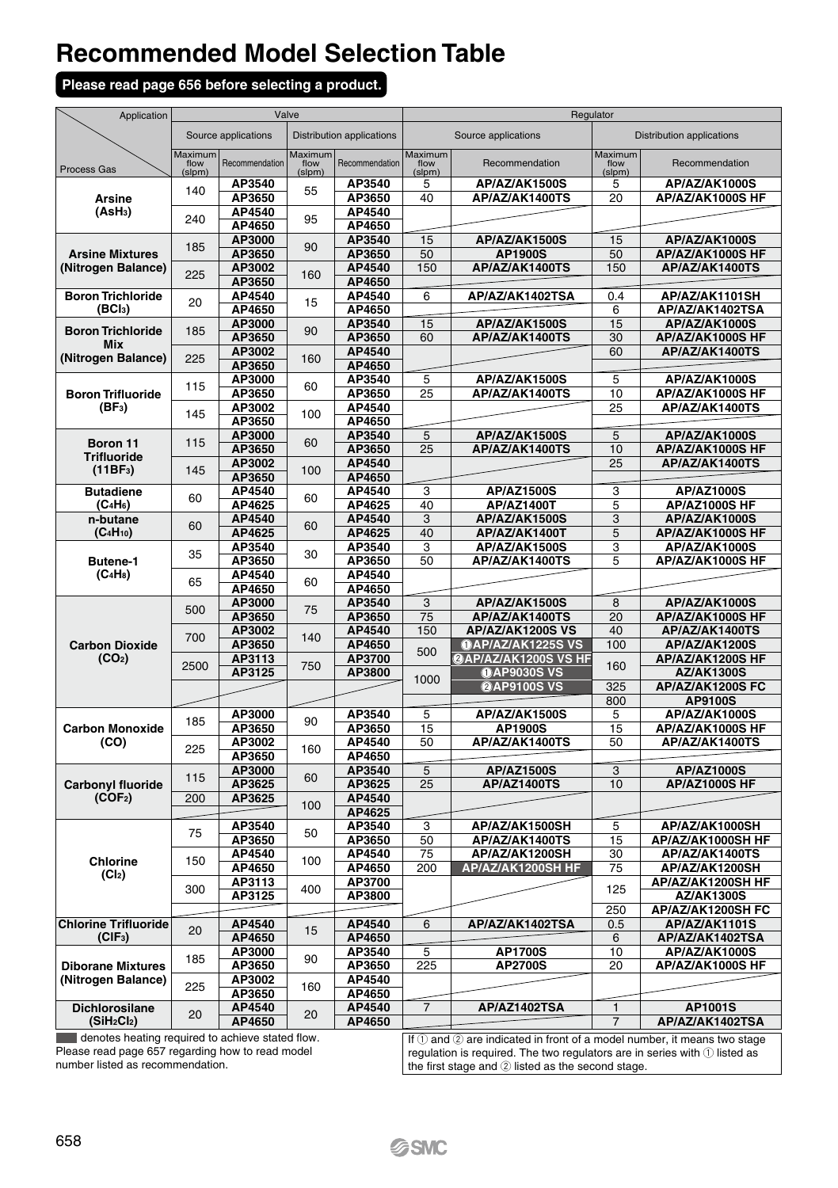# Recommended Model Selection Table

**Please read page 656 before selecting a product.**

| Application / Process Gas | Valve | | | | Regulator | | | |
|---|---|---|---|---|---|---|---|---|
| | Source applications | | Distribution applications | | Source applications | | Distribution applications | |
| | Maximum flow (slpm) | Recommendation | Maximum flow (slpm) | Recommendation | Maximum flow (slpm) | Recommendation | Maximum flow (slpm) | Recommendation |
| **Arsine ($AsH_3$)** | 140 | AP3540 | 55 | AP3540 | 5 | AP/AZ/AK1500S | 5 | AP/AZ/AK1000S |
| | | AP3650 | | AP3650 | 40 | AP/AZ/AK1400TS | 20 | AP/AZ/AK1000S HF |
| | 240 | AP4540 | 95 | AP4540 | | | | |
| | | AP4650 | | AP4650 | | | | |
| **Arsine Mixtures (Nitrogen Balance)** | 185 | AP3000 | 90 | AP3540 | 15 | AP/AZ/AK1500S | 15 | AP/AZ/AK1000S |
| | | AP3650 | | AP3650 | 50 | AP1900S | 50 | AP/AZ/AK1000S HF |
| | 225 | AP3002 | 160 | AP4540 | 150 | AP/AZ/AK1400TS | 150 | AP/AZ/AK1400TS |
| | | AP3650 | | AP4650 | | | | |
| **Boron Trichloride ($BCl_3$)** | 20 | AP4540 | 15 | AP4540 | 6 | AP/AZ/AK1402TSA | 0.4 | AP/AZ/AK1101SH |
| | | AP4650 | | AP4650 | | | 6 | AP/AZ/AK1402TSA |
| **Boron Trichloride Mix (Nitrogen Balance)** | 185 | AP3000 | 90 | AP3540 | 15 | AP/AZ/AK1500S | 15 | AP/AZ/AK1000S |
| | | AP3650 | | AP3650 | 60 | AP/AZ/AK1400TS | 30 | AP/AZ/AK1000S HF |
| | 225 | AP3002 | 160 | AP4540 | | | 60 | AP/AZ/AK1400TS |
| | | AP3650 | | AP4650 | | | | |
| **Boron Trifluoride ($BF_3$)** | 115 | AP3000 | 60 | AP3540 | 5 | AP/AZ/AK1500S | 5 | AP/AZ/AK1000S |
| | | AP3650 | | AP3650 | 25 | AP/AZ/AK1400TS | 10 | AP/AZ/AK1000S HF |
| | 145 | AP3002 | 100 | AP4540 | | | 25 | AP/AZ/AK1400TS |
| | | AP3650 | | AP4650 | | | | |
| **Boron 11 Trifluoride ($^{11}BF_3$)** | 115 | AP3000 | 60 | AP3540 | 5 | AP/AZ/AK1500S | 5 | AP/AZ/AK1000S |
| | | AP3650 | | AP3650 | 25 | AP/AZ/AK1400TS | 10 | AP/AZ/AK1000S HF |
| | 145 | AP3002 | 100 | AP4540 | | | 25 | AP/AZ/AK1400TS |
| | | AP3650 | | AP4650 | | | | |
| **Butadiene ($C_4H_6$)** | 60 | AP4540 | 60 | AP4540 | 3 | AP/AZ1500S | 3 | AP/AZ1000S |
| | | AP4625 | | AP4625 | 40 | AP/AZ1400T | 5 | AP/AZ1000S HF |
| **n-butane ($C_4H_{10}$)** | 60 | AP4540 | 60 | AP4540 | 3 | AP/AZ/AK1500S | 3 | AP/AZ/AK1000S |
| | | AP4625 | | AP4625 | 40 | AP/AZ/AK1400T | 5 | AP/AZ/AK1000S HF |
| **Butene-1 ($C_4H_8$)** | 35 | AP3540 | 30 | AP3540 | 3 | AP/AZ/AK1500S | 3 | AP/AZ/AK1000S |
| | | AP3650 | | AP3650 | 50 | AP/AZ/AK1400TS | 5 | AP/AZ/AK1000S HF |
| | 65 | AP4540 | 60 | AP4540 | | | | |
| | | AP4650 | | AP4650 | | | | |
| **Carbon Dioxide ($CO_2$)** | 500 | AP3000 | 75 | AP3540 | 3 | AP/AZ/AK1500S | 8 | AP/AZ/AK1000S |
| | | AP3650 | | AP3650 | 75 | AP/AZ/AK1400TS | 20 | AP/AZ/AK1000S HF |
| | 700 | AP3002 | 140 | AP4540 | 150 | AP/AZ/AK1200S VS | 40 | AP/AZ/AK1400TS |
| | | AP3650 | | AP4650 | 500 | ① AP/AZ/AK1225S VS (heating required) | 100 | AP/AZ/AK1200S |
| | 2500 | AP3113 | 750 | AP3700 | | ② AP/AZ/AK1200S VS HF (heating required) | 160 | AP/AZ/AK1200S HF |
| | | AP3125 | | AP3800 | 1000 | ① AP9030S VS (heating required) | | AZ/AK1300S |
| | | | | | | ② AP9100S VS (heating required) | 325 | AP/AZ/AK1200S FC |
| | | | | | | | 800 | AP9100S |
| **Carbon Monoxide (CO)** | 185 | AP3000 | 90 | AP3540 | 5 | AP/AZ/AK1500S | 5 | AP/AZ/AK1000S |
| | | AP3650 | | AP3650 | 15 | AP1900S | 15 | AP/AZ/AK1000S HF |
| | 225 | AP3002 | 160 | AP4540 | 50 | AP/AZ/AK1400TS | 50 | AP/AZ/AK1400TS |
| | | AP3650 | | AP4650 | | | | |
| **Carbonyl fluoride ($COF_2$)** | 115 | AP3000 | 60 | AP3540 | 5 | AP/AZ1500S | 3 | AP/AZ1000S |
| | | AP3625 | | AP3625 | 25 | AP/AZ1400TS | 10 | AP/AZ1000S HF |
| | 200 | AP3625 | 100 | AP4540 | | | | |
| | | | | AP4625 | | | | |
| **Chlorine ($Cl_2$)** | 75 | AP3540 | 50 | AP3540 | 3 | AP/AZ/AK1500SH | 5 | AP/AZ/AK1000SH |
| | | AP3650 | | AP3650 | 50 | AP/AZ/AK1400TS | 15 | AP/AZ/AK1000SH HF |
| | 150 | AP4540 | 100 | AP4540 | 75 | AP/AZ/AK1200SH | 30 | AP/AZ/AK1400TS |
| | | AP4650 | | AP4650 | 200 | AP/AZ/AK1200SH HF (heating required) | 75 | AP/AZ/AK1200SH |
| | 300 | AP3113 | 400 | AP3700 | | | 125 | AP/AZ/AK1200SH HF |
| | | AP3125 | | AP3800 | | | | AZ/AK1300S |
| | | | | | | | 250 | AP/AZ/AK1200SH FC |
| **Chlorine Trifluoride ($ClF_3$)** | 20 | AP4540 | 15 | AP4540 | 6 | AP/AZ/AK1402TSA | 0.5 | AP/AZ/AK1101S |
| | | AP4650 | | AP4650 | | | 6 | AP/AZ/AK1402TSA |
| **Diborane Mixtures (Nitrogen Balance)** | 185 | AP3000 | 90 | AP3540 | 5 | AP1700S | 10 | AP/AZ/AK1000S |
| | | AP3650 | | AP3650 | 225 | AP2700S | 20 | AP/AZ/AK1000S HF |
| | 225 | AP3002 | 160 | AP4540 | | | | |
| | | AP3650 | | AP4650 | | | | |
| **Dichlorosilane ($SiH_2Cl_2$)** | 20 | AP4540 | 20 | AP4540 | 7 | AP/AZ1402TSA | 1 | AP1001S |
| | | AP4650 | | AP4650 | | | 7 | AP/AZ/AK1402TSA |

■ denotes heating required to achieve stated flow.
Please read page 657 regarding how to read model number listed as recommendation.

If ① and ② are indicated in front of a model number, it means two stage regulation is required. The two regulators are in series with ① listed as the first stage and ② listed as the second stage.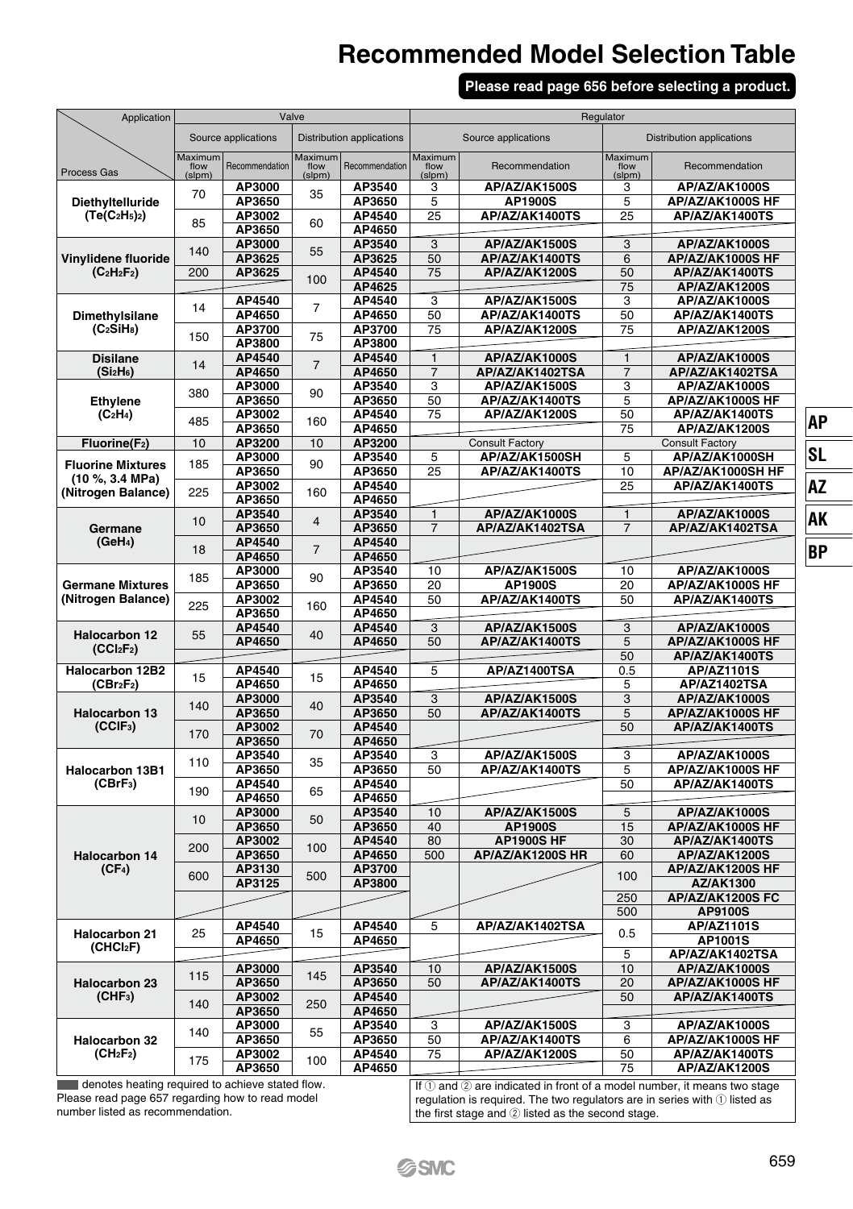# Recommended Model Selection Table

**Please read page 656 before selecting a product.**

| Process Gas | Valve: Source applications – Maximum flow (slpm) | Valve: Source applications – Recommendation | Valve: Distribution applications – Maximum flow (slpm) | Valve: Distribution applications – Recommendation | Regulator: Source applications – Maximum flow (slpm) | Regulator: Source applications – Recommendation | Regulator: Distribution applications – Maximum flow (slpm) | Regulator: Distribution applications – Recommendation |
|---|---|---|---|---|---|---|---|---|
| **Diethyltelluride ($Te(C_2H_5)_2$)** | 70 | **AP3000** | 35 | **AP3540** | 3 | **AP/AZ/AK1500S** | 3 | **AP/AZ/AK1000S** |
| | | **AP3650** | | **AP3650** | 5 | **AP1900S** | 5 | **AP/AZ/AK1000S HF** |
| | 85 | **AP3002** | 60 | **AP4540** | 25 | **AP/AZ/AK1400TS** | 25 | **AP/AZ/AK1400TS** |
| | | **AP3650** | | **AP4650** | | | | |
| **Vinylidene fluoride ($C_2H_2F_2$)** | 140 | **AP3000** | 55 | **AP3540** | 3 | **AP/AZ/AK1500S** | 3 | **AP/AZ/AK1000S** |
| | | **AP3625** | | **AP3625** | 50 | **AP/AZ/AK1400TS** | 6 | **AP/AZ/AK1000S HF** |
| | 200 | **AP3625** | 100 | **AP4540** | 75 | **AP/AZ/AK1200S** | 50 | **AP/AZ/AK1400TS** |
| | | | | **AP4625** | | | 75 | **AP/AZ/AK1200S** |
| **Dimethylsilane ($C_2SiH_8$)** | 14 | **AP4540** | 7 | **AP4540** | 3 | **AP/AZ/AK1500S** | 3 | **AP/AZ/AK1000S** |
| | | **AP4650** | | **AP4650** | 50 | **AP/AZ/AK1400TS** | 50 | **AP/AZ/AK1400TS** |
| | 150 | **AP3700** | 75 | **AP3700** | 75 | **AP/AZ/AK1200S** | 75 | **AP/AZ/AK1200S** |
| | | **AP3800** | | **AP3800** | | | | |
| **Disilane ($Si_2H_6$)** | 14 | **AP4540** | 7 | **AP4540** | 1 | **AP/AZ/AK1000S** | 1 | **AP/AZ/AK1000S** |
| | | **AP4650** | | **AP4650** | 7 | **AP/AZ/AK1402TSA** | 7 | **AP/AZ/AK1402TSA** |
| **Ethylene ($C_2H_4$)** | 380 | **AP3000** | 90 | **AP3540** | 3 | **AP/AZ/AK1500S** | 3 | **AP/AZ/AK1000S** |
| | | **AP3650** | | **AP3650** | 50 | **AP/AZ/AK1400TS** | 5 | **AP/AZ/AK1000S HF** |
| | 485 | **AP3002** | 160 | **AP4540** | 75 | **AP/AZ/AK1200S** | 50 | **AP/AZ/AK1400TS** |
| | | **AP3650** | | **AP4650** | | | 75 | **AP/AZ/AK1200S** |
| **Fluorine($F_2$)** | 10 | **AP3200** | 10 | **AP3200** | | Consult Factory | | Consult Factory |
| **Fluorine Mixtures (10 %, 3.4 MPa) (Nitrogen Balance)** | 185 | **AP3000** | 90 | **AP3540** | 5 | **AP/AZ/AK1500SH** | 5 | **AP/AZ/AK1000SH** |
| | | **AP3650** | | **AP3650** | 25 | **AP/AZ/AK1400TS** | 10 | **AP/AZ/AK1000SH HF** |
| | 225 | **AP3002** | 160 | **AP4540** | | | 25 | **AP/AZ/AK1400TS** |
| | | **AP3650** | | **AP4650** | | | | |
| **Germane ($GeH_4$)** | 10 | **AP3540** | 4 | **AP3540** | 1 | **AP/AZ/AK1000S** | 1 | **AP/AZ/AK1000S** |
| | | **AP3650** | | **AP3650** | 7 | **AP/AZ/AK1402TSA** | 7 | **AP/AZ/AK1402TSA** |
| | 18 | **AP4540** | 7 | **AP4540** | | | | |
| | | **AP4650** | | **AP4650** | | | | |
| **Germane Mixtures (Nitrogen Balance)** | 185 | **AP3000** | 90 | **AP3540** | 10 | **AP/AZ/AK1500S** | 10 | **AP/AZ/AK1000S** |
| | | **AP3650** | | **AP3650** | 20 | **AP1900S** | 20 | **AP/AZ/AK1000S HF** |
| | 225 | **AP3002** | 160 | **AP4540** | 50 | **AP/AZ/AK1400TS** | 50 | **AP/AZ/AK1400TS** |
| | | **AP3650** | | **AP4650** | | | | |
| **Halocarbon 12 ($CCl_2F_2$)** | 55 | **AP4540** | 40 | **AP4540** | 3 | **AP/AZ/AK1500S** | 3 | **AP/AZ/AK1000S** |
| | | **AP4650** | | **AP4650** | 50 | **AP/AZ/AK1400TS** | 5 | **AP/AZ/AK1000S HF** |
| | | | | | | | 50 | **AP/AZ/AK1400TS** |
| **Halocarbon 12B2 ($CBr_2F_2$)** | 15 | **AP4540** | 15 | **AP4540** | 5 | **AP/AZ1400TSA** | 0.5 | **AP/AZ1101S** |
| | | **AP4650** | | **AP4650** | | | 5 | **AP/AZ1402TSA** |
| **Halocarbon 13 ($CClF_3$)** | 140 | **AP3000** | 40 | **AP3540** | 3 | **AP/AZ/AK1500S** | 3 | **AP/AZ/AK1000S** |
| | | **AP3650** | | **AP3650** | 50 | **AP/AZ/AK1400TS** | 5 | **AP/AZ/AK1000S HF** |
| | 170 | **AP3002** | 70 | **AP4540** | | | 50 | **AP/AZ/AK1400TS** |
| | | **AP3650** | | **AP4650** | | | | |
| **Halocarbon 13B1 ($CBrF_3$)** | 110 | **AP3540** | 35 | **AP3540** | 3 | **AP/AZ/AK1500S** | 3 | **AP/AZ/AK1000S** |
| | | **AP3650** | | **AP3650** | 50 | **AP/AZ/AK1400TS** | 5 | **AP/AZ/AK1000S HF** |
| | 190 | **AP4540** | 65 | **AP4540** | | | 50 | **AP/AZ/AK1400TS** |
| | | **AP4650** | | **AP4650** | | | | |
| **Halocarbon 14 ($CF_4$)** | 10 | **AP3000** | 50 | **AP3540** | 10 | **AP/AZ/AK1500S** | 5 | **AP/AZ/AK1000S** |
| | | **AP3650** | | **AP3650** | 40 | **AP1900S** | 15 | **AP/AZ/AK1000S HF** |
| | 200 | **AP3002** | 100 | **AP4540** | 80 | **AP1900S HF** | 30 | **AP/AZ/AK1400TS** |
| | | **AP3650** | | **AP4650** | 500 | **AP/AZ/AK1200S HR** | 60 | **AP/AZ/AK1200S** |
| | 600 | **AP3130** | 500 | **AP3700** | | | 100 | **AP/AZ/AK1200S HF** |
| | | **AP3125** | | **AP3800** | | | | **AZ/AK1300** |
| | | | | | | | 250 | **AP/AZ/AK1200S FC** |
| | | | | | | | 500 | **AP9100S** |
| **Halocarbon 21 ($CHCl_2F$)** | 25 | **AP4540** | 15 | **AP4540** | 5 | **AP/AZ/AK1402TSA** | 0.5 | **AP/AZ1101S** |
| | | **AP4650** | | **AP4650** | | | | **AP1001S** |
| | | | | | | | 5 | **AP/AZ/AK1402TSA** |
| **Halocarbon 23 ($CHF_3$)** | 115 | **AP3000** | 145 | **AP3540** | 10 | **AP/AZ/AK1500S** | 10 | **AP/AZ/AK1000S** |
| | | **AP3650** | | **AP3650** | 50 | **AP/AZ/AK1400TS** | 20 | **AP/AZ/AK1000S HF** |
| | 140 | **AP3002** | 250 | **AP4540** | | | 50 | **AP/AZ/AK1400TS** |
| | | **AP3650** | | **AP4650** | | | | |
| **Halocarbon 32 ($CH_2F_2$)** | 140 | **AP3000** | 55 | **AP3540** | 3 | **AP/AZ/AK1500S** | 3 | **AP/AZ/AK1000S** |
| | | **AP3650** | | **AP3650** | 50 | **AP/AZ/AK1400TS** | 6 | **AP/AZ/AK1000S HF** |
| | 175 | **AP3002** | 100 | **AP4540** | 75 | **AP/AZ/AK1200S** | 50 | **AP/AZ/AK1400TS** |
| | | **AP3650** | | **AP4650** | | | 75 | **AP/AZ/AK1200S** |

■ denotes heating required to achieve stated flow.
Please read page 657 regarding how to read model number listed as recommendation.

If ① and ② are indicated in front of a model number, it means two stage regulation is required. The two regulators are in series with ① listed as the first stage and ② listed as the second stage.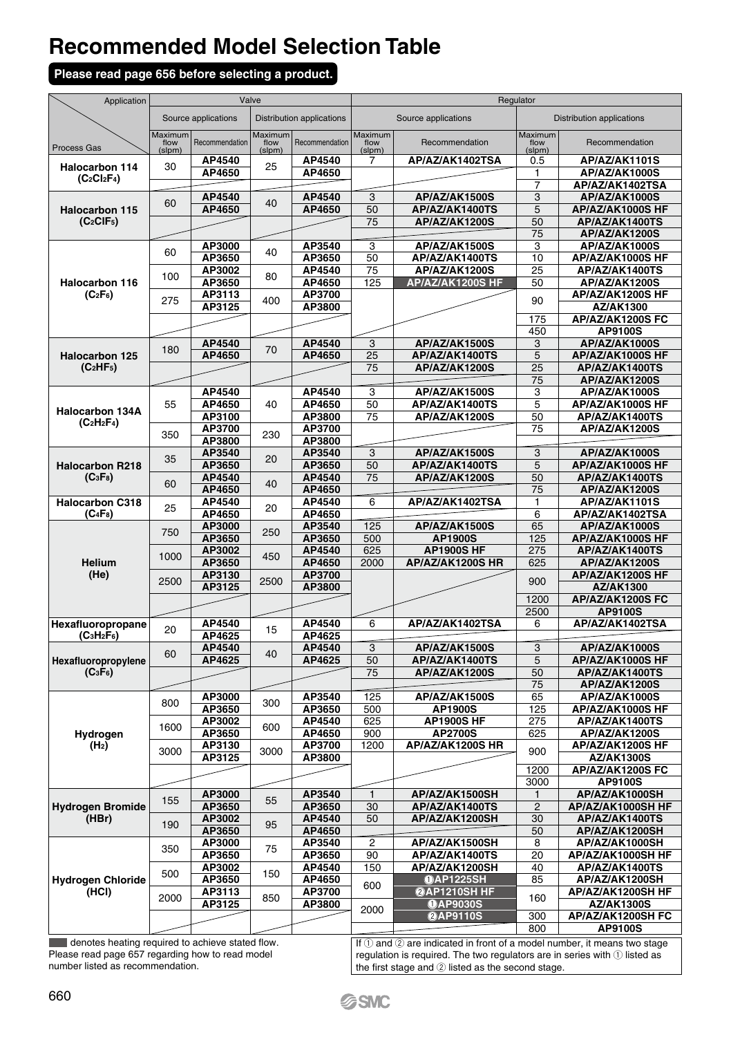# Recommended Model Selection Table

**Please read page 656 before selecting a product.**

| Process Gas | Valve: Source applications – Maximum flow (slpm) | Valve: Source applications – Recommendation | Valve: Distribution applications – Maximum flow (slpm) | Valve: Distribution applications – Recommendation | Regulator: Source applications – Maximum flow (slpm) | Regulator: Source applications – Recommendation | Regulator: Distribution applications – Maximum flow (slpm) | Regulator: Distribution applications – Recommendation |
|---|---|---|---|---|---|---|---|---|
| Halocarbon 114 ($C_2Cl_2F_4$) | 30 | AP4540 | 25 | AP4540 | 7 | AP/AZ/AK1402TSA | 0.5 | AP/AZ/AK1101S |
| | | AP4650 | | AP4650 | | | 1 | AP/AZ/AK1000S |
| | | | | | | | 7 | AP/AZ/AK1402TSA |
| Halocarbon 115 ($C_2ClF_5$) | 60 | AP4540 | 40 | AP4540 | 3 | AP/AZ/AK1500S | 3 | AP/AZ/AK1000S |
| | | AP4650 | | AP4650 | 50 | AP/AZ/AK1400TS | 5 | AP/AZ/AK1000S HF |
| | | | | | 75 | AP/AZ/AK1200S | 50 | AP/AZ/AK1400TS |
| | | | | | | | 75 | AP/AZ/AK1200S |
| Halocarbon 116 ($C_2F_6$) | 60 | AP3000 | 40 | AP3540 | 3 | AP/AZ/AK1500S | 3 | AP/AZ/AK1000S |
| | | AP3650 | | AP3650 | 50 | AP/AZ/AK1400TS | 10 | AP/AZ/AK1000S HF |
| | 100 | AP3002 | 80 | AP4540 | 75 | AP/AZ/AK1200S | 25 | AP/AZ/AK1400TS |
| | | AP3650 | | AP4650 | 125 | AP/AZ/AK1200S HF (heating required) | 50 | AP/AZ/AK1200S |
| | 275 | AP3113 | 400 | AP3700 | | | 90 | AP/AZ/AK1200S HF |
| | | AP3125 | | AP3800 | | | | AZ/AK1300 |
| | | | | | | | 175 | AP/AZ/AK1200S FC |
| | | | | | | | 450 | AP9100S |
| Halocarbon 125 ($C_2HF_5$) | 180 | AP4540 | 70 | AP4540 | 3 | AP/AZ/AK1500S | 3 | AP/AZ/AK1000S |
| | | AP4650 | | AP4650 | 25 | AP/AZ/AK1400TS | 5 | AP/AZ/AK1000S HF |
| | | | | | 75 | AP/AZ/AK1200S | 25 | AP/AZ/AK1400TS |
| | | | | | | | 75 | AP/AZ/AK1200S |
| Halocarbon 134A ($C_2H_2F_4$) | 55 | AP4540 | 40 | AP4540 | 3 | AP/AZ/AK1500S | 3 | AP/AZ/AK1000S |
| | | AP4650 | | AP4650 | 50 | AP/AZ/AK1400TS | 5 | AP/AZ/AK1000S HF |
| | | AP3100 | | AP3800 | 75 | AP/AZ/AK1200S | 50 | AP/AZ/AK1400TS |
| | 350 | AP3700 | 230 | AP3700 | | | 75 | AP/AZ/AK1200S |
| | | AP3800 | | AP3800 | | | | |
| Halocarbon R218 ($C_3F_8$) | 35 | AP3540 | 20 | AP3540 | 3 | AP/AZ/AK1500S | 3 | AP/AZ/AK1000S |
| | | AP3650 | | AP3650 | 50 | AP/AZ/AK1400TS | 5 | AP/AZ/AK1000S HF |
| | 60 | AP4540 | 40 | AP4540 | 75 | AP/AZ/AK1200S | 50 | AP/AZ/AK1400TS |
| | | AP4650 | | AP4650 | | | 75 | AP/AZ/AK1200S |
| Halocarbon C318 ($C_4F_8$) | 25 | AP4540 | 20 | AP4540 | 6 | AP/AZ/AK1402TSA | 1 | AP/AZ/AK1101S |
| | | AP4650 | | AP4650 | | | 6 | AP/AZ/AK1402TSA |
| Helium (He) | 750 | AP3000 | 250 | AP3540 | 125 | AP/AZ/AK1500S | 65 | AP/AZ/AK1000S |
| | | AP3650 | | AP3650 | 500 | AP1900S | 125 | AP/AZ/AK1000S HF |
| | 1000 | AP3002 | 450 | AP4540 | 625 | AP1900S HF | 275 | AP/AZ/AK1400TS |
| | | AP3650 | | AP4650 | 2000 | AP/AZ/AK1200S HR | 625 | AP/AZ/AK1200S |
| | 2500 | AP3130 | 2500 | AP3700 | | | 900 | AP/AZ/AK1200S HF |
| | | AP3125 | | AP3800 | | | | AZ/AK1300 |
| | | | | | | | 1200 | AP/AZ/AK1200S FC |
| | | | | | | | 2500 | AP9100S |
| Hexafluoropropane ($C_3H_2F_6$) | 20 | AP4540 | 15 | AP4540 | 6 | AP/AZ/AK1402TSA | 6 | AP/AZ/AK1402TSA |
| | | AP4625 | | AP4625 | | | | |
| Hexafluoropropylene ($C_3F_6$) | 60 | AP4540 | 40 | AP4540 | 3 | AP/AZ/AK1500S | 3 | AP/AZ/AK1000S |
| | | AP4625 | | AP4625 | 50 | AP/AZ/AK1400TS | 5 | AP/AZ/AK1000S HF |
| | | | | | 75 | AP/AZ/AK1200S | 50 | AP/AZ/AK1400TS |
| | | | | | | | 75 | AP/AZ/AK1200S |
| Hydrogen ($H_2$) | 800 | AP3000 | 300 | AP3540 | 125 | AP/AZ/AK1500S | 65 | AP/AZ/AK1000S |
| | | AP3650 | | AP3650 | 500 | AP1900S | 125 | AP/AZ/AK1000S HF |
| | 1600 | AP3002 | 600 | AP4540 | 625 | AP1900S HF | 275 | AP/AZ/AK1400TS |
| | | AP3650 | | AP4650 | 900 | AP2700S | 625 | AP/AZ/AK1200S |
| | 3000 | AP3130 | 3000 | AP3700 | 1200 | AP/AZ/AK1200S HR | 900 | AP/AZ/AK1200S HF |
| | | AP3125 | | AP3800 | | | | AZ/AK1300S |
| | | | | | | | 1200 | AP/AZ/AK1200S FC |
| | | | | | | | 3000 | AP9100S |
| Hydrogen Bromide (HBr) | 155 | AP3000 | 55 | AP3540 | 1 | AP/AZ/AK1500SH | 1 | AP/AZ/AK1000SH |
| | | AP3650 | | AP3650 | 30 | AP/AZ/AK1400TS | 2 | AP/AZ/AK1000SH HF |
| | 190 | AP3002 | 95 | AP4540 | 50 | AP/AZ/AK1200SH | 30 | AP/AZ/AK1400TS |
| | | AP3650 | | AP4650 | | | 50 | AP/AZ/AK1200SH |
| Hydrogen Chloride (HCl) | 350 | AP3000 | 75 | AP3540 | 2 | AP/AZ/AK1500SH | 8 | AP/AZ/AK1000SH |
| | | AP3650 | | AP3650 | 90 | AP/AZ/AK1400TS | 20 | AP/AZ/AK1000SH HF |
| | 500 | AP3002 | 150 | AP4540 | 150 | AP/AZ/AK1200SH | 40 | AP/AZ/AK1400TS |
| | | AP3650 | | AP4650 | 600 | ①AP1225SH (heating required) | 85 | AP/AZ/AK1200SH |
| | 2000 | AP3113 | 850 | AP3700 | | ②AP1210SH HF (heating required) | 160 | AP/AZ/AK1200SH HF |
| | | AP3125 | | AP3800 | 2000 | ①AP9030S (heating required) | | AZ/AK1300S |
| | | | | | | ②AP9110S (heating required) | 300 | AP/AZ/AK1200SH FC |
| | | | | | | | 800 | AP9100S |

■ denotes heating required to achieve stated flow.
Please read page 657 regarding how to read model number listed as recommendation.

If ① and ② are indicated in front of a model number, it means two stage regulation is required. The two regulators are in series with ① listed as the first stage and ② listed as the second stage.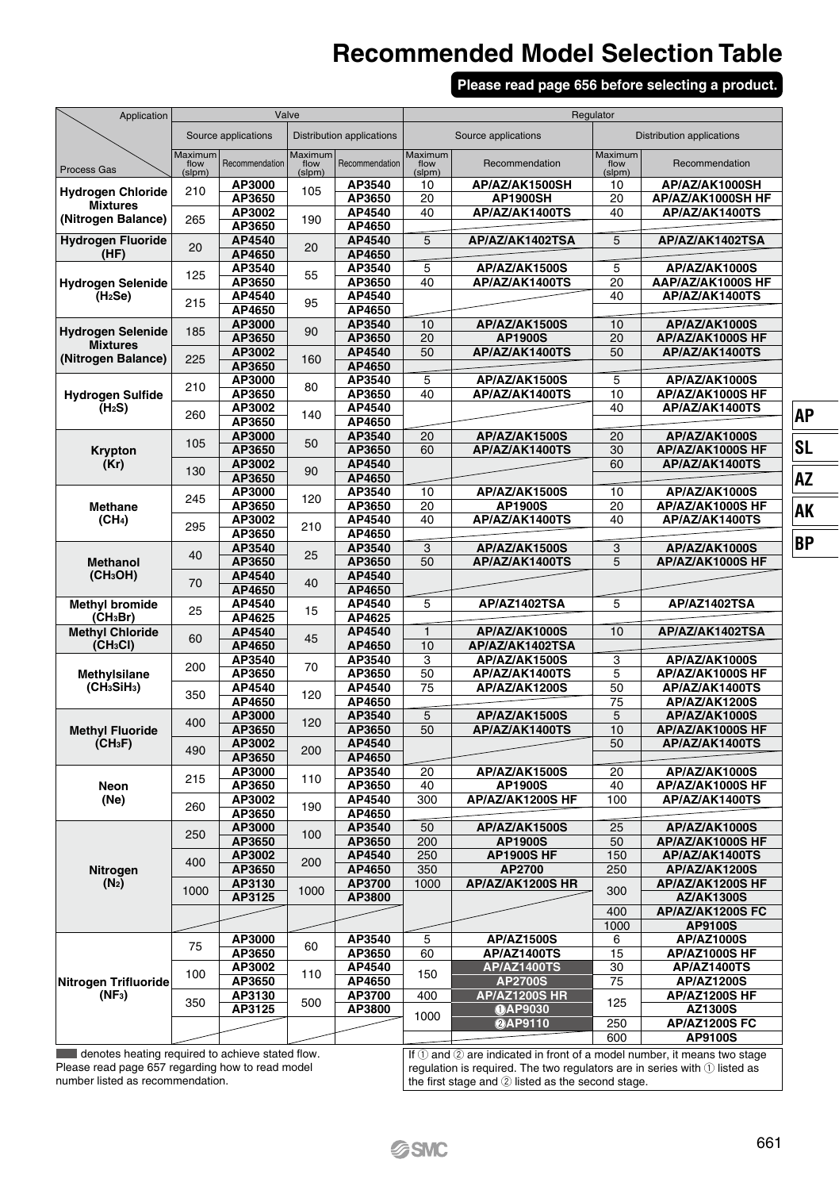# Recommended Model Selection Table

**Please read page 656 before selecting a product.**

| Process Gas | Valve: Source applications – Maximum flow (slpm) | Valve: Source applications – Recommendation | Valve: Distribution applications – Maximum flow (slpm) | Valve: Distribution applications – Recommendation | Regulator: Source applications – Maximum flow (slpm) | Regulator: Source applications – Recommendation | Regulator: Distribution applications – Maximum flow (slpm) | Regulator: Distribution applications – Recommendation |
|---|---|---|---|---|---|---|---|---|
| **Hydrogen Chloride Mixtures (Nitrogen Balance)** | 210 | **AP3000** | 105 | **AP3540** | 10 | **AP/AZ/AK1500SH** | 10 | **AP/AZ/AK1000SH** |
| | | **AP3650** | | **AP3650** | 20 | **AP1900SH** | 20 | **AP/AZ/AK1000SH HF** |
| | 265 | **AP3002** | 190 | **AP4540** | 40 | **AP/AZ/AK1400TS** | 40 | **AP/AZ/AK1400TS** |
| | | **AP3650** | | **AP4650** | | | | |
| **Hydrogen Fluoride (HF)** | 20 | **AP4540** | 20 | **AP4540** | 5 | **AP/AZ/AK1402TSA** | 5 | **AP/AZ/AK1402TSA** |
| | | **AP4650** | | **AP4650** | | | | |
| **Hydrogen Selenide ($H_2Se$)** | 125 | **AP3540** | 55 | **AP3540** | 5 | **AP/AZ/AK1500S** | 5 | **AP/AZ/AK1000S** |
| | | **AP3650** | | **AP3650** | 40 | **AP/AZ/AK1400TS** | 20 | **AAP/AZ/AK1000S HF** |
| | 215 | **AP4540** | 95 | **AP4540** | | | 40 | **AP/AZ/AK1400TS** |
| | | **AP4650** | | **AP4650** | | | | |
| **Hydrogen Selenide Mixtures (Nitrogen Balance)** | 185 | **AP3000** | 90 | **AP3540** | 10 | **AP/AZ/AK1500S** | 10 | **AP/AZ/AK1000S** |
| | | **AP3650** | | **AP3650** | 20 | **AP1900S** | 20 | **AP/AZ/AK1000S HF** |
| | 225 | **AP3002** | 160 | **AP4540** | 50 | **AP/AZ/AK1400TS** | 50 | **AP/AZ/AK1400TS** |
| | | **AP3650** | | **AP4650** | | | | |
| **Hydrogen Sulfide ($H_2S$)** | 210 | **AP3000** | 80 | **AP3540** | 5 | **AP/AZ/AK1500S** | 5 | **AP/AZ/AK1000S** |
| | | **AP3650** | | **AP3650** | 40 | **AP/AZ/AK1400TS** | 10 | **AP/AZ/AK1000S HF** |
| | 260 | **AP3002** | 140 | **AP4540** | | | 40 | **AP/AZ/AK1400TS** |
| | | **AP3650** | | **AP4650** | | | | |
| **Krypton (Kr)** | 105 | **AP3000** | 50 | **AP3540** | 20 | **AP/AZ/AK1500S** | 20 | **AP/AZ/AK1000S** |
| | | **AP3650** | | **AP3650** | 60 | **AP/AZ/AK1400TS** | 30 | **AP/AZ/AK1000S HF** |
| | 130 | **AP3002** | 90 | **AP4540** | | | 60 | **AP/AZ/AK1400TS** |
| | | **AP3650** | | **AP4650** | | | | |
| **Methane ($CH_4$)** | 245 | **AP3000** | 120 | **AP3540** | 10 | **AP/AZ/AK1500S** | 10 | **AP/AZ/AK1000S** |
| | | **AP3650** | | **AP3650** | 20 | **AP1900S** | 20 | **AP/AZ/AK1000S HF** |
| | 295 | **AP3002** | 210 | **AP4540** | 40 | **AP/AZ/AK1400TS** | 40 | **AP/AZ/AK1400TS** |
| | | **AP3650** | | **AP4650** | | | | |
| **Methanol ($CH_3OH$)** | 40 | **AP3540** | 25 | **AP3540** | 3 | **AP/AZ/AK1500S** | 3 | **AP/AZ/AK1000S** |
| | | **AP3650** | | **AP3650** | 50 | **AP/AZ/AK1400TS** | 5 | **AP/AZ/AK1000S HF** |
| | 70 | **AP4540** | 40 | **AP4540** | | | | |
| | | **AP4650** | | **AP4650** | | | | |
| **Methyl bromide ($CH_3Br$)** | 25 | **AP4540** | 15 | **AP4540** | 5 | **AP/AZ1402TSA** | 5 | **AP/AZ1402TSA** |
| | | **AP4625** | | **AP4625** | | | | |
| **Methyl Chloride ($CH_3Cl$)** | 60 | **AP4540** | 45 | **AP4540** | 1 | **AP/AZ/AK1000S** | 10 | **AP/AZ/AK1402TSA** |
| | | **AP4650** | | **AP4650** | 10 | **AP/AZ/AK1402TSA** | | |
| **Methylsilane ($CH_3SiH_3$)** | 200 | **AP3540** | 70 | **AP3540** | 3 | **AP/AZ/AK1500S** | 3 | **AP/AZ/AK1000S** |
| | | **AP3650** | | **AP3650** | 50 | **AP/AZ/AK1400TS** | 5 | **AP/AZ/AK1000S HF** |
| | 350 | **AP4540** | 120 | **AP4540** | 75 | **AP/AZ/AK1200S** | 50 | **AP/AZ/AK1400TS** |
| | | **AP4650** | | **AP4650** | | | 75 | **AP/AZ/AK1200S** |
| **Methyl Fluoride ($CH_3F$)** | 400 | **AP3000** | 120 | **AP3540** | 5 | **AP/AZ/AK1500S** | 5 | **AP/AZ/AK1000S** |
| | | **AP3650** | | **AP3650** | 50 | **AP/AZ/AK1400TS** | 10 | **AP/AZ/AK1000S HF** |
| | 490 | **AP3002** | 200 | **AP4540** | | | 50 | **AP/AZ/AK1400TS** |
| | | **AP3650** | | **AP4650** | | | | |
| **Neon (Ne)** | 215 | **AP3000** | 110 | **AP3540** | 20 | **AP/AZ/AK1500S** | 20 | **AP/AZ/AK1000S** |
| | | **AP3650** | | **AP3650** | 40 | **AP1900S** | 40 | **AP/AZ/AK1000S HF** |
| | 260 | **AP3002** | 190 | **AP4540** | 300 | **AP/AZ/AK1200S HF** | 100 | **AP/AZ/AK1400TS** |
| | | **AP3650** | | **AP4650** | | | | |
| **Nitrogen ($N_2$)** | 250 | **AP3000** | 100 | **AP3540** | 50 | **AP/AZ/AK1500S** | 25 | **AP/AZ/AK1000S** |
| | | **AP3650** | | **AP3650** | 200 | **AP1900S** | 50 | **AP/AZ/AK1000S HF** |
| | 400 | **AP3002** | 200 | **AP4540** | 250 | **AP1900S HF** | 150 | **AP/AZ/AK1400TS** |
| | | **AP3650** | | **AP4650** | 350 | **AP2700** | 250 | **AP/AZ/AK1200S** |
| | 1000 | **AP3130** | 1000 | **AP3700** | 1000 | **AP/AZ/AK1200S HR** | 300 | **AP/AZ/AK1200S HF** |
| | | **AP3125** | | **AP3800** | | | | **AZ/AK1300S** |
| | | | | | | | 400 | **AP/AZ/AK1200S FC** |
| | | | | | | | 1000 | **AP9100S** |
| **Nitrogen Trifluoride ($NF_3$)** | 75 | **AP3000** | 60 | **AP3540** | 5 | **AP/AZ1500S** | 6 | **AP/AZ1000S** |
| | | **AP3650** | | **AP3650** | 60 | **AP/AZ1400TS** | 15 | **AP/AZ1000S HF** |
| | 100 | **AP3002** | 110 | **AP4540** | 150 | **AP/AZ1400TS** (heating required) | 30 | **AP/AZ1400TS** |
| | | **AP3650** | | **AP4650** | | **AP2700S** (heating required) | 75 | **AP/AZ1200S** |
| | 350 | **AP3130** | 500 | **AP3700** | 400 | **AP/AZ1200S HR** (heating required) | 125 | **AP/AZ1200S HF** |
| | | **AP3125** | | **AP3800** | 1000 | ① **AP9030** (heating required) | | **AZ1300S** |
| | | | | | | ② **AP9110** (heating required) | 250 | **AP/AZ1200S FC** |
| | | | | | | | 600 | **AP9100S** |

■ denotes heating required to achieve stated flow.
Please read page 657 regarding how to read model number listed as recommendation.

If ① and ② are indicated in front of a model number, it means two stage regulation is required. The two regulators are in series with ① listed as the first stage and ② listed as the second stage.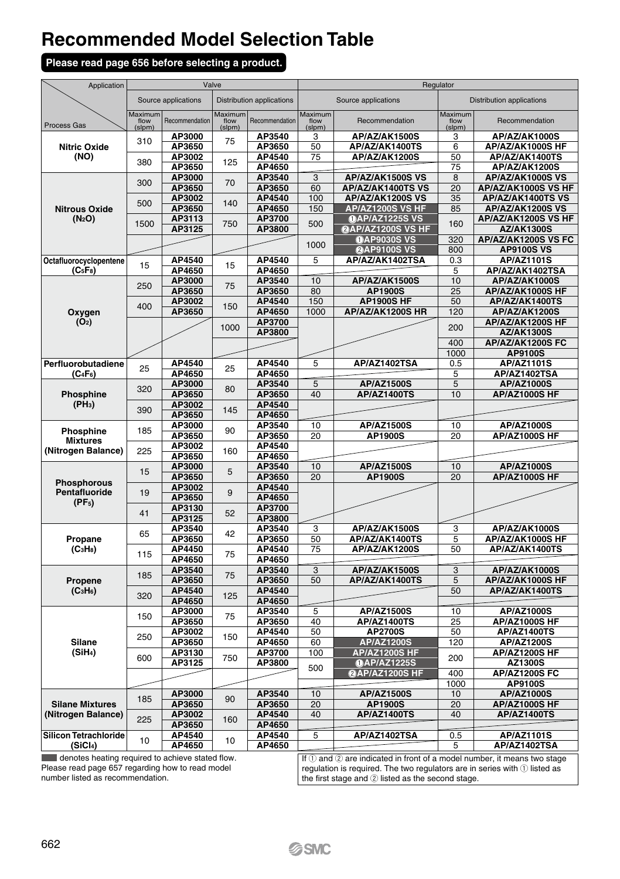# Recommended Model Selection Table

**Please read page 656 before selecting a product.**

| Application / Process Gas | Valve: Source applications: Maximum flow (slpm) | Valve: Source applications: Recommendation | Valve: Distribution applications: Maximum flow (slpm) | Valve: Distribution applications: Recommendation | Regulator: Source applications: Maximum flow (slpm) | Regulator: Source applications: Recommendation | Regulator: Distribution applications: Maximum flow (slpm) | Regulator: Distribution applications: Recommendation |
|---|---|---|---|---|---|---|---|---|
| **Nitric Oxide (NO)** | 310 | AP3000 | 75 | AP3540 | 3 | AP/AZ/AK1500S | 3 | AP/AZ/AK1000S |
| | | AP3650 | | AP3650 | 50 | AP/AZ/AK1400TS | 6 | AP/AZ/AK1000S HF |
| | 380 | AP3002 | 125 | AP4540 | 75 | AP/AZ/AK1200S | 50 | AP/AZ/AK1400TS |
| | | AP3650 | | AP4650 | | | 75 | AP/AZ/AK1200S |
| **Nitrous Oxide ($N_2O$)** | 300 | AP3000 | 70 | AP3540 | 3 | AP/AZ/AK1500S VS | 8 | AP/AZ/AK1000S VS |
| | | AP3650 | | AP3650 | 60 | AP/AZ/AK1400TS VS | 20 | AP/AZ/AK1000S VS HF |
| | 500 | AP3002 | 140 | AP4540 | 100 | AP/AZ/AK1200S VS | 35 | AP/AZ/AK1400TS VS |
| | | AP3650 | | AP4650 | 150 | AP/AZ1200S VS HF | 85 | AP/AZ/AK1200S VS |
| | 1500 | AP3113 | 750 | AP3700 | 500 | ①AP/AZ1225S VS | 160 | AP/AZ/AK1200S VS HF |
| | | AP3125 | | AP3800 | | ②AP/AZ1200S VS HF | | AZ/AK1300S |
| | | | | | 1000 | ①AP9030S VS | 320 | AP/AZ/AK1200S VS FC |
| | | | | | | ②AP9100S VS | 800 | AP9100S VS |
| **Octafluorocyclopentene ($C_5F_8$)** | 15 | AP4540 | 15 | AP4540 | 5 | AP/AZ/AK1402TSA | 0.3 | AP/AZ1101S |
| | | AP4650 | | AP4650 | | | 5 | AP/AZ/AK1402TSA |
| **Oxygen ($O_2$)** | 250 | AP3000 | 75 | AP3540 | 10 | AP/AZ/AK1500S | 10 | AP/AZ/AK1000S |
| | | AP3650 | | AP3650 | 80 | AP1900S | 25 | AP/AZ/AK1000S HF |
| | 400 | AP3002 | 150 | AP4540 | 150 | AP1900S HF | 50 | AP/AZ/AK1400TS |
| | | AP3650 | | AP4650 | 1000 | AP/AZ/AK1200S HR | 120 | AP/AZ/AK1200S |
| | | | 1000 | AP3700 | | | 200 | AP/AZ/AK1200S HF |
| | | | | AP3800 | | | | AZ/AK1300S |
| | | | | | | | 400 | AP/AZ/AK1200S FC |
| | | | | | | | 1000 | AP9100S |
| **Perfluorobutadiene ($C_4F_6$)** | 25 | AP4540 | 25 | AP4540 | 5 | AP/AZ1402TSA | 0.5 | AP/AZ1101S |
| | | AP4650 | | AP4650 | | | 5 | AP/AZ1402TSA |
| **Phosphine ($PH_3$)** | 320 | AP3000 | 80 | AP3540 | 5 | AP/AZ1500S | 5 | AP/AZ1000S |
| | | AP3650 | | AP3650 | 40 | AP/AZ1400TS | 10 | AP/AZ1000S HF |
| | 390 | AP3002 | 145 | AP4540 | | | | |
| | | AP3650 | | AP4650 | | | | |
| **Phosphine Mixtures (Nitrogen Balance)** | 185 | AP3000 | 90 | AP3540 | 10 | AP/AZ1500S | 10 | AP/AZ1000S |
| | | AP3650 | | AP3650 | 20 | AP1900S | 20 | AP/AZ1000S HF |
| | 225 | AP3002 | 160 | AP4540 | | | | |
| | | AP3650 | | AP4650 | | | | |
| **Phosphorous Pentafluoride ($PF_5$)** | 15 | AP3000 | 5 | AP3540 | 10 | AP/AZ1500S | 10 | AP/AZ1000S |
| | | AP3650 | | AP3650 | 20 | AP1900S | 20 | AP/AZ1000S HF |
| | 19 | AP3002 | 9 | AP4540 | | | | |
| | | AP3650 | | AP4650 | | | | |
| | 41 | AP3130 | 52 | AP3700 | | | | |
| | | AP3125 | | AP3800 | | | | |
| **Propane ($C_3H_8$)** | 65 | AP3540 | 42 | AP3540 | 3 | AP/AZ/AK1500S | 3 | AP/AZ/AK1000S |
| | | AP3650 | | AP3650 | 50 | AP/AZ/AK1400TS | 5 | AP/AZ/AK1000S HF |
| | 115 | AP4450 | 75 | AP4540 | 75 | AP/AZ/AK1200S | 50 | AP/AZ/AK1400TS |
| | | AP4650 | | AP4650 | | | | |
| **Propene ($C_3H_6$)** | 185 | AP3540 | 75 | AP3540 | 3 | AP/AZ/AK1500S | 3 | AP/AZ/AK1000S |
| | | AP3650 | | AP3650 | 50 | AP/AZ/AK1400TS | 5 | AP/AZ/AK1000S HF |
| | 320 | AP4540 | 125 | AP4540 | | | 50 | AP/AZ/AK1400TS |
| | | AP4650 | | AP4650 | | | | |
| **Silane ($SiH_4$)** | 150 | AP3000 | 75 | AP3540 | 5 | AP/AZ1500S | 10 | AP/AZ1000S |
| | | AP3650 | | AP3650 | 40 | AP/AZ1400TS | 25 | AP/AZ1000S HF |
| | 250 | AP3002 | 150 | AP4540 | 50 | AP2700S | 50 | AP/AZ1400TS |
| | | AP3650 | | AP4650 | 60 | AP/AZ1200S | 120 | AP/AZ1200S |
| | 600 | AP3130 | 750 | AP3700 | 100 | AP/AZ1200S HF | 200 | AP/AZ1200S HF |
| | | AP3125 | | AP3800 | 500 | ①AP/AZ1225S | | AZ1300S |
| | | | | | | ②AP/AZ1200S HF | 400 | AP/AZ1200S FC |
| | | | | | | | 1000 | AP9100S |
| **Silane Mixtures (Nitrogen Balance)** | 185 | AP3000 | 90 | AP3540 | 10 | AP/AZ1500S | 10 | AP/AZ1000S |
| | | AP3650 | | AP3650 | 20 | AP1900S | 20 | AP/AZ1000S HF |
| | 225 | AP3002 | 160 | AP4540 | 40 | AP/AZ1400TS | 40 | AP/AZ1400TS |
| | | AP3650 | | AP4650 | | | | |
| **Silicon Tetrachloride ($SiCl_4$)** | 10 | AP4540 | 10 | AP4540 | 5 | AP/AZ1402TSA | 0.5 | AP/AZ1101S |
| | | AP4650 | | AP4650 | | | 5 | AP/AZ1402TSA |

■ denotes heating required to achieve stated flow. (Highlighted: AP/AZ1200S VS HF; ①AP/AZ1225S VS; ②AP/AZ1200S VS HF; ①AP9030S VS; ②AP9100S VS; AP/AZ1200S; AP/AZ1200S HF; ①AP/AZ1225S; ②AP/AZ1200S HF)

Please read page 657 regarding how to read model number listed as recommendation.

If ① and ② are indicated in front of a model number, it means two stage regulation is required. The two regulators are in series with ① listed as the first stage and ② listed as the second stage.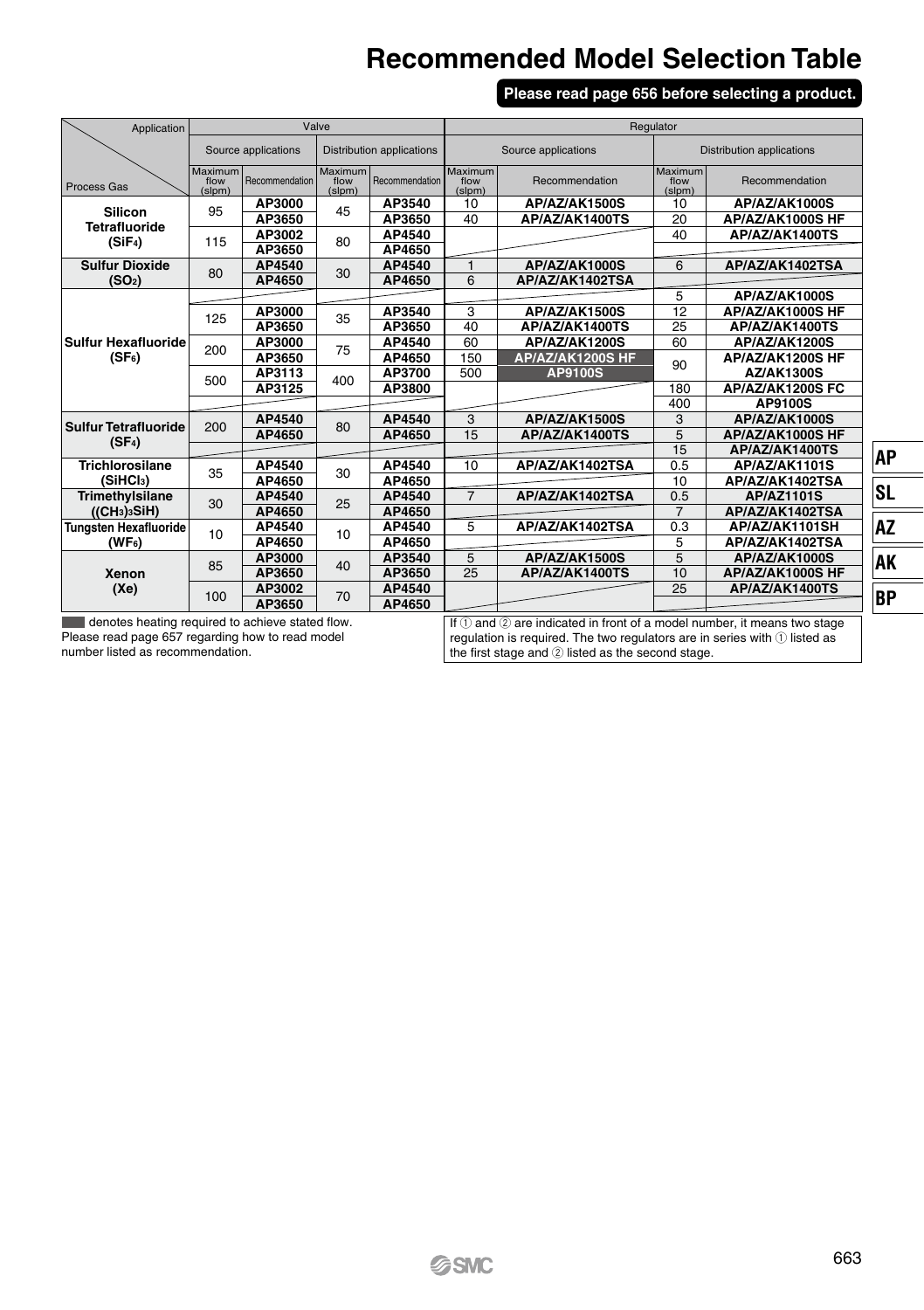# Recommended Model Selection Table

**Please read page 656 before selecting a product.**

| Process Gas | Valve: Source applications – Maximum flow (slpm) | Valve: Source applications – Recommendation | Valve: Distribution applications – Maximum flow (slpm) | Valve: Distribution applications – Recommendation | Regulator: Source applications – Maximum flow (slpm) | Regulator: Source applications – Recommendation | Regulator: Distribution applications – Maximum flow (slpm) | Regulator: Distribution applications – Recommendation |
|---|---|---|---|---|---|---|---|---|
| **Silicon Tetrafluoride ($SiF_4$)** | 95 | **AP3000** | 45 | **AP3540** | 10 | **AP/AZ/AK1500S** | 10 | **AP/AZ/AK1000S** |
| | | **AP3650** | | **AP3650** | 40 | **AP/AZ/AK1400TS** | 20 | **AP/AZ/AK1000S HF** |
| | 115 | **AP3002** | 80 | **AP4540** | | | 40 | **AP/AZ/AK1400TS** |
| | | **AP3650** | | **AP4650** | | | | |
| **Sulfur Dioxide ($SO_2$)** | 80 | **AP4540** | 30 | **AP4540** | 1 | **AP/AZ/AK1000S** | 6 | **AP/AZ/AK1402TSA** |
| | | **AP4650** | | **AP4650** | 6 | **AP/AZ/AK1402TSA** | | |
| **Sulfur Hexafluoride ($SF_6$)** | | | | | | | 5 | **AP/AZ/AK1000S** |
| | 125 | **AP3000** | 35 | **AP3540** | 3 | **AP/AZ/AK1500S** | 12 | **AP/AZ/AK1000S HF** |
| | | **AP3650** | | **AP3650** | 40 | **AP/AZ/AK1400TS** | 25 | **AP/AZ/AK1400TS** |
| | 200 | **AP3000** | 75 | **AP4540** | 60 | **AP/AZ/AK1200S** | 60 | **AP/AZ/AK1200S** |
| | | **AP3650** | | **AP4650** | 150 | **AP/AZ/AK1200S HF** ■ | 90 | **AP/AZ/AK1200S HF** |
| | 500 | **AP3113** | 400 | **AP3700** | 500 | **AP9100S** ■ | | **AZ/AK1300S** |
| | | **AP3125** | | **AP3800** | | | 180 | **AP/AZ/AK1200S FC** |
| | | | | | | | 400 | **AP9100S** |
| **Sulfur Tetrafluoride ($SF_4$)** | 200 | **AP4540** | 80 | **AP4540** | 3 | **AP/AZ/AK1500S** | 3 | **AP/AZ/AK1000S** |
| | | **AP4650** | | **AP4650** | 15 | **AP/AZ/AK1400TS** | 5 | **AP/AZ/AK1000S HF** |
| | | | | | | | 15 | **AP/AZ/AK1400TS** |
| **Trichlorosilane ($SiHCl_3$)** | 35 | **AP4540** | 30 | **AP4540** | 10 | **AP/AZ/AK1402TSA** | 0.5 | **AP/AZ/AK1101S** |
| | | **AP4650** | | **AP4650** | | | 10 | **AP/AZ/AK1402TSA** |
| **Trimethylsilane ($(CH_3)_3SiH$)** | 30 | **AP4540** | 25 | **AP4540** | 7 | **AP/AZ/AK1402TSA** | 0.5 | **AP/AZ1101S** |
| | | **AP4650** | | **AP4650** | | | 7 | **AP/AZ/AK1402TSA** |
| **Tungsten Hexafluoride ($WF_6$)** | 10 | **AP4540** | 10 | **AP4540** | 5 | **AP/AZ/AK1402TSA** | 0.3 | **AP/AZ/AK1101SH** |
| | | **AP4650** | | **AP4650** | | | 5 | **AP/AZ/AK1402TSA** |
| **Xenon (Xe)** | 85 | **AP3000** | 40 | **AP3540** | 5 | **AP/AZ/AK1500S** | 5 | **AP/AZ/AK1000S** |
| | | **AP3650** | | **AP3650** | 25 | **AP/AZ/AK1400TS** | 10 | **AP/AZ/AK1000S HF** |
| | 100 | **AP3002** | 70 | **AP4540** | | | 25 | **AP/AZ/AK1400TS** |
| | | **AP3650** | | **AP4650** | | | | |

■ denotes heating required to achieve stated flow.
Please read page 657 regarding how to read model number listed as recommendation.

If ① and ② are indicated in front of a model number, it means two stage regulation is required. The two regulators are in series with ① listed as the first stage and ② listed as the second stage.

AP
SL
AZ
AK
BP